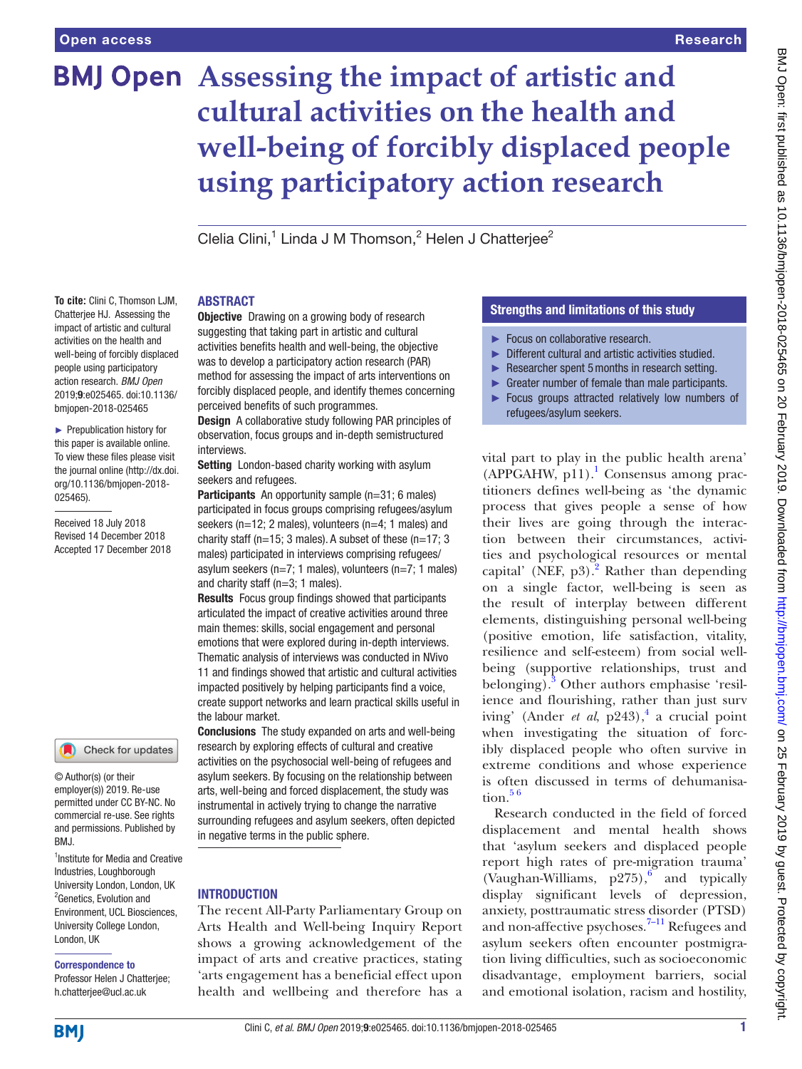# Assessing the impact of artistic and cultural activities on the health and well-being of forcibly displaced people using participatory action research

Clelia Clini,[1] Linda J M Thomson,[2] Helen J Chatterjee[2]

**To cite:** Clini C, Thomson LJM, Chatterjee HJ. Assessing the impact of artistic and cultural activities on the health and well-being of forcibly displaced people using participatory action research. *BMJ Open* 2019;**9**:e025465. doi:10.1136/bmjopen-2018-025465

► Prepublication history for this paper is available online. To view these files please visit the journal online (http://dx.doi.org/10.1136/bmjopen-2018-025465).

Received 18 July 2018
Revised 14 December 2018
Accepted 17 December 2018

© Author(s) (or their employer(s)) 2019. Re-use permitted under CC BY-NC. No commercial re-use. See rights and permissions. Published by BMJ.

[1]Institute for Media and Creative Industries, Loughborough University London, London, UK
[2]Genetics, Evolution and Environment, UCL Biosciences, University College London, London, UK

**Correspondence to**
Professor Helen J Chatterjee; h.chatterjee@ucl.ac.uk

## ABSTRACT

**Objective** Drawing on a growing body of research suggesting that taking part in artistic and cultural activities benefits health and well-being, the objective was to develop a participatory action research (PAR) method for assessing the impact of arts interventions on forcibly displaced people, and identify themes concerning perceived benefits of such programmes.

**Design** A collaborative study following PAR principles of observation, focus groups and in-depth semistructured interviews.

**Setting** London-based charity working with asylum seekers and refugees.

**Participants** An opportunity sample (n=31; 6 males) participated in focus groups comprising refugees/asylum seekers (n=12; 2 males), volunteers (n=4; 1 males) and charity staff (n=15; 3 males). A subset of these (n=17; 3 males) participated in interviews comprising refugees/asylum seekers (n=7; 1 males), volunteers (n=7; 1 males) and charity staff (n=3; 1 males).

**Results** Focus group findings showed that participants articulated the impact of creative activities around three main themes: skills, social engagement and personal emotions that were explored during in-depth interviews. Thematic analysis of interviews was conducted in NVivo 11 and findings showed that artistic and cultural activities impacted positively by helping participants find a voice, create support networks and learn practical skills useful in the labour market.

**Conclusions** The study expanded on arts and well-being research by exploring effects of cultural and creative activities on the psychosocial well-being of refugees and asylum seekers. By focusing on the relationship between arts, well-being and forced displacement, the study was instrumental in actively trying to change the narrative surrounding refugees and asylum seekers, often depicted in negative terms in the public sphere.

### Strengths and limitations of this study

- Focus on collaborative research.
- Different cultural and artistic activities studied.
- Researcher spent 5 months in research setting.
- Greater number of female than male participants.
- Focus groups attracted relatively low numbers of refugees/asylum seekers.

## INTRODUCTION

The recent All-Party Parliamentary Group on Arts Health and Well-being Inquiry Report shows a growing acknowledgement of the impact of arts and creative practices, stating 'arts engagement has a beneficial effect upon health and wellbeing and therefore has a vital part to play in the public health arena' (APPGAHW, p11).[1] Consensus among practitioners defines well-being as 'the dynamic process that gives people a sense of how their lives are going through the interaction between their circumstances, activities and psychological resources or mental capital' (NEF, p3).[2] Rather than depending on a single factor, well-being is seen as the result of interplay between different elements, distinguishing personal well-being (positive emotion, life satisfaction, vitality, resilience and self-esteem) from social well-being (supportive relationships, trust and belonging).[3] Other authors emphasise 'resilience and flourishing, rather than just surviving' (Ander *et al*, p243),[4] a crucial point when investigating the situation of forcibly displaced people who often survive in extreme conditions and whose experience is often discussed in terms of dehumanisation.[5,6]

Research conducted in the field of forced displacement and mental health shows that 'asylum seekers and displaced people report high rates of pre-migration trauma' (Vaughan-Williams, p275),[6] and typically display significant levels of depression, anxiety, posttraumatic stress disorder (PTSD) and non-affective psychoses.[7–11] Refugees and asylum seekers often encounter postmigration living difficulties, such as socioeconomic disadvantage, employment barriers, social and emotional isolation, racism and hostility,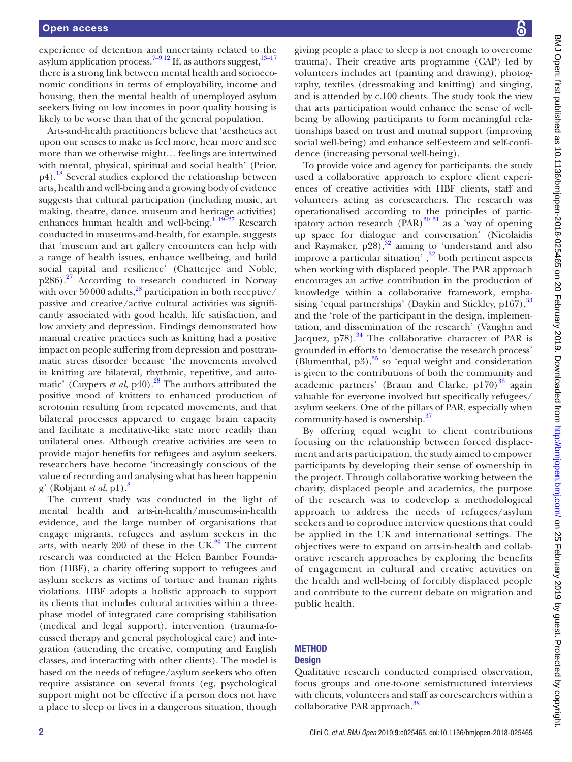experience of detention and uncertainty related to the asylum application process.[7–9 12] If, as authors suggest,[13–17] there is a strong link between mental health and socioeconomic conditions in terms of employability, income and housing, then the mental health of unemployed asylum seekers living on low incomes in poor quality housing is likely to be worse than that of the general population.

Arts-and-health practitioners believe that 'aesthetics act upon our senses to make us feel more, hear more and see more than we otherwise might… feelings are intertwined with mental, physical, spiritual and social health' (Prior, p4).[18] Several studies explored the relationship between arts, health and well-being and a growing body of evidence suggests that cultural participation (including music, art making, theatre, dance, museum and heritage activities) enhances human health and well-being.[1 19–27] Research conducted in museums-and-health, for example, suggests that 'museum and art gallery encounters can help with a range of health issues, enhance wellbeing, and build social capital and resilience' (Chatterjee and Noble, p286).[27] According to research conducted in Norway with over 50 000 adults,[28] participation in both receptive/passive and creative/active cultural activities was significantly associated with good health, life satisfaction, and low anxiety and depression. Findings demonstrated how manual creative practices such as knitting had a positive impact on people suffering from depression and posttraumatic stress disorder because 'the movements involved in knitting are bilateral, rhythmic, repetitive, and automatic' (Cuypers *et al*, p40).[28] The authors attributed the positive mood of knitters to enhanced production of serotonin resulting from repeated movements, and that bilateral processes appeared to engage brain capacity and facilitate a meditative-like state more readily than unilateral ones. Although creative activities are seen to provide major benefits for refugees and asylum seekers, researchers have become 'increasingly conscious of the value of recording and analysing what has been happening' (Robjant *et al*, p1).[8]

The current study was conducted in the light of mental health and arts-in-health/museums-in-health evidence, and the large number of organisations that engage migrants, refugees and asylum seekers in the arts, with nearly 200 of these in the UK.[29] The current research was conducted at the Helen Bamber Foundation (HBF), a charity offering support to refugees and asylum seekers as victims of torture and human rights violations. HBF adopts a holistic approach to support its clients that includes cultural activities within a three-phase model of integrated care comprising stabilisation (medical and legal support), intervention (trauma-focussed therapy and general psychological care) and integration (attending the creative, computing and English classes, and interacting with other clients). The model is based on the needs of refugee/asylum seekers who often require assistance on several fronts (eg, psychological support might not be effective if a person does not have a place to sleep or lives in a dangerous situation, though giving people a place to sleep is not enough to overcome trauma). Their creative arts programme (CAP) led by volunteers includes art (painting and drawing), photography, textiles (dressmaking and knitting) and singing, and is attended by c.100 clients. The study took the view that arts participation would enhance the sense of well-being by allowing participants to form meaningful relationships based on trust and mutual support (improving social well-being) and enhance self-esteem and self-confidence (increasing personal well-being).

To provide voice and agency for participants, the study used a collaborative approach to explore client experiences of creative activities with HBF clients, staff and volunteers acting as coresearchers. The research was operationalised according to the principles of participatory action research (PAR)[30 31] as a 'way of opening up space for dialogue and conversation' (Nicolaidis and Raymaker, p28),[32] aiming to 'understand and also improve a particular situation',[32] both pertinent aspects when working with displaced people. The PAR approach encourages an active contribution in the production of knowledge within a collaborative framework, emphasising 'equal partnerships' (Daykin and Stickley, p167),[33] and the 'role of the participant in the design, implementation, and dissemination of the research' (Vaughn and Jacquez, p78).[34] The collaborative character of PAR is grounded in efforts to 'democratise the research process' (Blumenthal, p3),[35] so 'equal weight and consideration is given to the contributions of both the community and academic partners' (Braun and Clarke, p170)[36] again valuable for everyone involved but specifically refugees/asylum seekers. One of the pillars of PAR, especially when community-based is ownership.[37]

By offering equal weight to client contributions focusing on the relationship between forced displacement and arts participation, the study aimed to empower participants by developing their sense of ownership in the project. Through collaborative working between the charity, displaced people and academics, the purpose of the research was to codevelop a methodological approach to address the needs of refugees/asylum seekers and to coproduce interview questions that could be applied in the UK and international settings. The objectives were to expand on arts-in-health and collaborative research approaches by exploring the benefits of engagement in cultural and creative activities on the health and well-being of forcibly displaced people and contribute to the current debate on migration and public health.

## METHOD

### Design

Qualitative research conducted comprised observation, focus groups and one-to-one semistructured interviews with clients, volunteers and staff as coresearchers within a collaborative PAR approach.[38]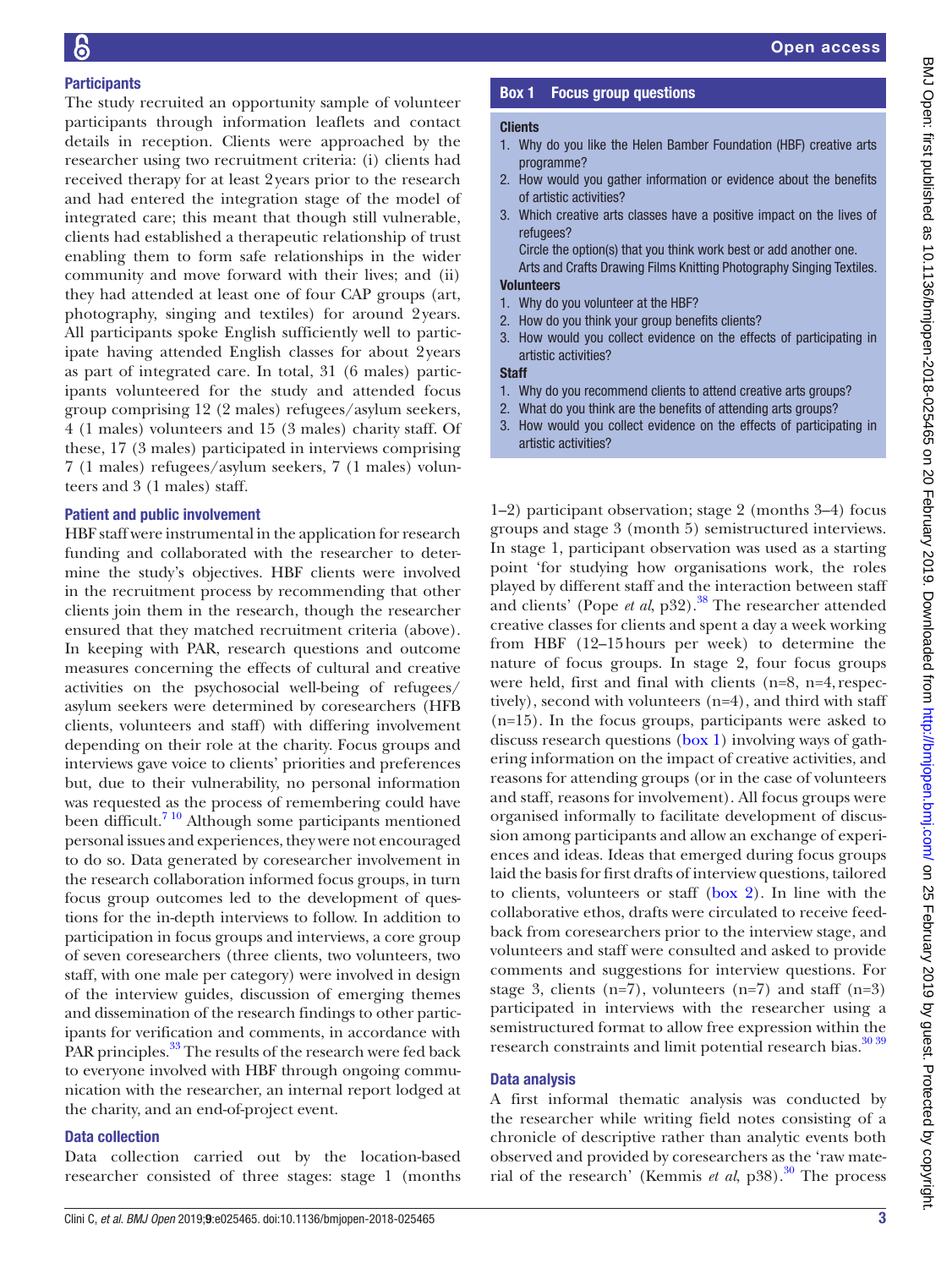### Participants

The study recruited an opportunity sample of volunteer participants through information leaflets and contact details in reception. Clients were approached by the researcher using two recruitment criteria: (i) clients had received therapy for at least 2 years prior to the research and had entered the integration stage of the model of integrated care; this meant that though still vulnerable, clients had established a therapeutic relationship of trust enabling them to form safe relationships in the wider community and move forward with their lives; and (ii) they had attended at least one of four CAP groups (art, photography, singing and textiles) for around 2 years. All participants spoke English sufficiently well to participate having attended English classes for about 2 years as part of integrated care. In total, 31 (6 males) participants volunteered for the study and attended focus group comprising 12 (2 males) refugees/asylum seekers, 4 (1 males) volunteers and 15 (3 males) charity staff. Of these, 17 (3 males) participated in interviews comprising 7 (1 males) refugees/asylum seekers, 7 (1 males) volunteers and 3 (1 males) staff.

### Patient and public involvement

HBF staff were instrumental in the application for research funding and collaborated with the researcher to determine the study's objectives. HBF clients were involved in the recruitment process by recommending that other clients join them in the research, though the researcher ensured that they matched recruitment criteria (above). In keeping with PAR, research questions and outcome measures concerning the effects of cultural and creative activities on the psychosocial well-being of refugees/asylum seekers were determined by coresearchers (HFB clients, volunteers and staff) with differing involvement depending on their role at the charity. Focus groups and interviews gave voice to clients' priorities and preferences but, due to their vulnerability, no personal information was requested as the process of remembering could have been difficult.[7,10] Although some participants mentioned personal issues and experiences, they were not encouraged to do so. Data generated by coresearcher involvement in the research collaboration informed focus groups, in turn focus group outcomes led to the development of questions for the in-depth interviews to follow. In addition to participation in focus groups and interviews, a core group of seven coresearchers (three clients, two volunteers, two staff, with one male per category) were involved in design of the interview guides, discussion of emerging themes and dissemination of the research findings to other participants for verification and comments, in accordance with PAR principles.[33] The results of the research were fed back to everyone involved with HBF through ongoing communication with the researcher, an internal report lodged at the charity, and an end-of-project event.

### Data collection

Data collection carried out by the location-based researcher consisted of three stages: stage 1 (months 1–2) participant observation; stage 2 (months 3–4) focus groups and stage 3 (month 5) semistructured interviews. In stage 1, participant observation was used as a starting point 'for studying how organisations work, the roles played by different staff and the interaction between staff and clients' (Pope *et al*, p32).[38] The researcher attended creative classes for clients and spent a day a week working from HBF (12–15 hours per week) to determine the nature of focus groups. In stage 2, four focus groups were held, first and final with clients (n=8, n=4, respectively), second with volunteers (n=4), and third with staff (n=15). In the focus groups, participants were asked to discuss research questions (box 1) involving ways of gathering information on the impact of creative activities, and reasons for attending groups (or in the case of volunteers and staff, reasons for involvement). All focus groups were organised informally to facilitate development of discussion among participants and allow an exchange of experiences and ideas. Ideas that emerged during focus groups laid the basis for first drafts of interview questions, tailored to clients, volunteers or staff (box 2). In line with the collaborative ethos, drafts were circulated to receive feedback from coresearchers prior to the interview stage, and volunteers and staff were consulted and asked to provide comments and suggestions for interview questions. For stage 3, clients (n=7), volunteers (n=7) and staff (n=3) participated in interviews with the researcher using a semistructured format to allow free expression within the research constraints and limit potential research bias.[30,39]

> **Box 1 Focus group questions**
>
> **Clients**
>
> 1. Why do you like the Helen Bamber Foundation (HBF) creative arts programme?
> 2. How would you gather information or evidence about the benefits of artistic activities?
> 3. Which creative arts classes have a positive impact on the lives of refugees?
>
>    Circle the option(s) that you think work best or add another one.
>
>    Arts and Crafts Drawing Films Knitting Photography Singing Textiles.
>
> **Volunteers**
>
> 1. Why do you volunteer at the HBF?
> 2. How do you think your group benefits clients?
> 3. How would you collect evidence on the effects of participating in artistic activities?
>
> **Staff**
>
> 1. Why do you recommend clients to attend creative arts groups?
> 2. What do you think are the benefits of attending arts groups?
> 3. How would you collect evidence on the effects of participating in artistic activities?

### Data analysis

A first informal thematic analysis was conducted by the researcher while writing field notes consisting of a chronicle of descriptive rather than analytic events both observed and provided by coresearchers as the 'raw material of the research' (Kemmis *et al*, p38).[30] The process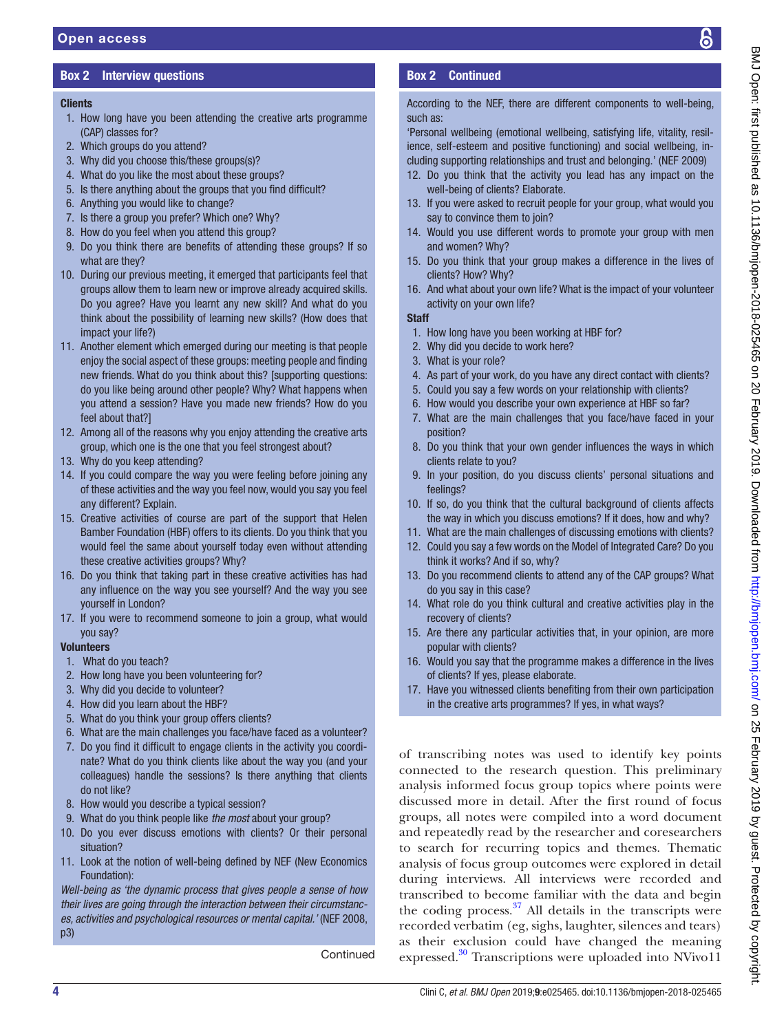**Box 2 Interview questions**

**Clients**

1. How long have you been attending the creative arts programme (CAP) classes for?
2. Which groups do you attend?
3. Why did you choose this/these groups(s)?
4. What do you like the most about these groups?
5. Is there anything about the groups that you find difficult?
6. Anything you would like to change?
7. Is there a group you prefer? Which one? Why?
8. How do you feel when you attend this group?
9. Do you think there are benefits of attending these groups? If so what are they?
10. During our previous meeting, it emerged that participants feel that groups allow them to learn new or improve already acquired skills. Do you agree? Have you learnt any new skill? And what do you think about the possibility of learning new skills? (How does that impact your life?)
11. Another element which emerged during our meeting is that people enjoy the social aspect of these groups: meeting people and finding new friends. What do you think about this? [supporting questions: do you like being around other people? Why? What happens when you attend a session? Have you made new friends? How do you feel about that?]
12. Among all of the reasons why you enjoy attending the creative arts group, which one is the one that you feel strongest about?
13. Why do you keep attending?
14. If you could compare the way you were feeling before joining any of these activities and the way you feel now, would you say you feel any different? Explain.
15. Creative activities of course are part of the support that Helen Bamber Foundation (HBF) offers to its clients. Do you think that you would feel the same about yourself today even without attending these creative activities groups? Why?
16. Do you think that taking part in these creative activities has had any influence on the way you see yourself? And the way you see yourself in London?
17. If you were to recommend someone to join a group, what would you say?

**Volunteers**

1. What do you teach?
2. How long have you been volunteering for?
3. Why did you decide to volunteer?
4. How did you learn about the HBF?
5. What do you think your group offers clients?
6. What are the main challenges you face/have faced as a volunteer?
7. Do you find it difficult to engage clients in the activity you coordinate? What do you think clients like about the way you (and your colleagues) handle the sessions? Is there anything that clients do not like?
8. How would you describe a typical session?
9. What do you think people like *the most* about your group?
10. Do you ever discuss emotions with clients? Or their personal situation?
11. Look at the notion of well-being defined by NEF (New Economics Foundation):

*Well-being as 'the dynamic process that gives people a sense of how their lives are going through the interaction between their circumstances, activities and psychological resources or mental capital.'* (NEF 2008, p3)

According to the NEF, there are different components to well-being, such as:

'Personal wellbeing (emotional wellbeing, satisfying life, vitality, resilience, self-esteem and positive functioning) and social wellbeing, including supporting relationships and trust and belonging.' (NEF 2009)

12. Do you think that the activity you lead has any impact on the well-being of clients? Elaborate.
13. If you were asked to recruit people for your group, what would you say to convince them to join?
14. Would you use different words to promote your group with men and women? Why?
15. Do you think that your group makes a difference in the lives of clients? How? Why?
16. And what about your own life? What is the impact of your volunteer activity on your own life?

**Staff**

1. How long have you been working at HBF for?
2. Why did you decide to work here?
3. What is your role?
4. As part of your work, do you have any direct contact with clients?
5. Could you say a few words on your relationship with clients?
6. How would you describe your own experience at HBF so far?
7. What are the main challenges that you face/have faced in your position?
8. Do you think that your own gender influences the ways in which clients relate to you?
9. In your position, do you discuss clients' personal situations and feelings?
10. If so, do you think that the cultural background of clients affects the way in which you discuss emotions? If it does, how and why?
11. What are the main challenges of discussing emotions with clients?
12. Could you say a few words on the Model of Integrated Care? Do you think it works? And if so, why?
13. Do you recommend clients to attend any of the CAP groups? What do you say in this case?
14. What role do you think cultural and creative activities play in the recovery of clients?
15. Are there any particular activities that, in your opinion, are more popular with clients?
16. Would you say that the programme makes a difference in the lives of clients? If yes, please elaborate.
17. Have you witnessed clients benefiting from their own participation in the creative arts programmes? If yes, in what ways?

of transcribing notes was used to identify key points connected to the research question. This preliminary analysis informed focus group topics where points were discussed more in detail. After the first round of focus groups, all notes were compiled into a word document and repeatedly read by the researcher and coresearchers to search for recurring topics and themes. Thematic analysis of focus group outcomes were explored in detail during interviews. All interviews were recorded and transcribed to become familiar with the data and begin the coding process.[37] All details in the transcripts were recorded verbatim (eg, sighs, laughter, silences and tears) as their exclusion could have changed the meaning expressed.[30] Transcriptions were uploaded into NVivo11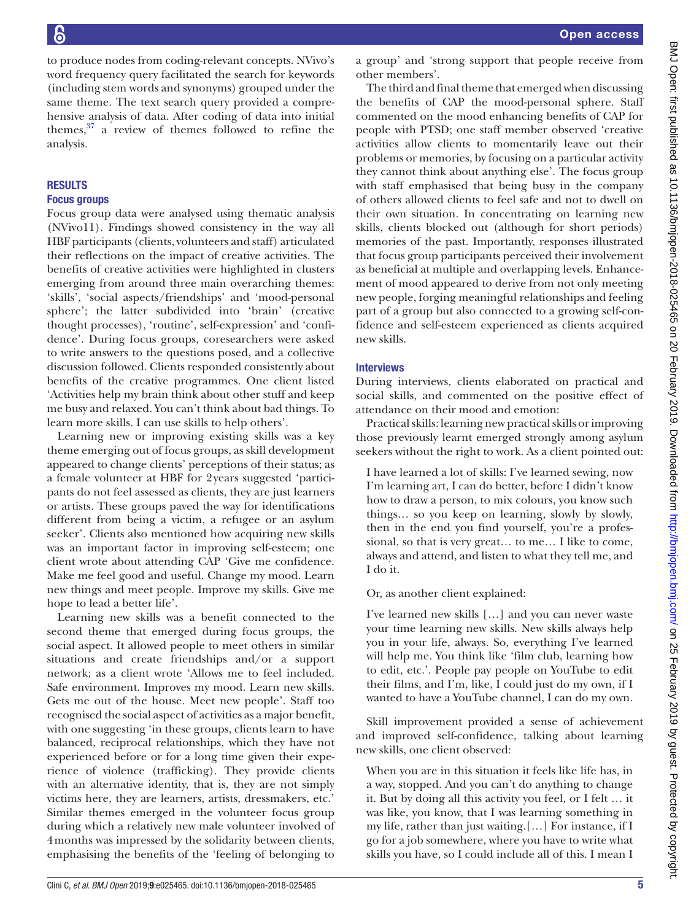to produce nodes from coding-relevant concepts. NVivo's word frequency query facilitated the search for keywords (including stem words and synonyms) grouped under the same theme. The text search query provided a comprehensive analysis of data. After coding of data into initial themes,[37] a review of themes followed to refine the analysis.

## RESULTS

### Focus groups

Focus group data were analysed using thematic analysis (NVivo11). Findings showed consistency in the way all HBF participants (clients, volunteers and staff) articulated their reflections on the impact of creative activities. The benefits of creative activities were highlighted in clusters emerging from around three main overarching themes: 'skills', 'social aspects/friendships' and 'mood-personal sphere'; the latter subdivided into 'brain' (creative thought processes), 'routine', self-expression' and 'confidence'. During focus groups, coresearchers were asked to write answers to the questions posed, and a collective discussion followed. Clients responded consistently about benefits of the creative programmes. One client listed 'Activities help my brain think about other stuff and keep me busy and relaxed. You can't think about bad things. To learn more skills. I can use skills to help others'.

Learning new or improving existing skills was a key theme emerging out of focus groups, as skill development appeared to change clients' perceptions of their status; as a female volunteer at HBF for 2 years suggested 'participants do not feel assessed as clients, they are just learners or artists. These groups paved the way for identifications different from being a victim, a refugee or an asylum seeker'. Clients also mentioned how acquiring new skills was an important factor in improving self-esteem; one client wrote about attending CAP 'Give me confidence. Make me feel good and useful. Change my mood. Learn new things and meet people. Improve my skills. Give me hope to lead a better life'.

Learning new skills was a benefit connected to the second theme that emerged during focus groups, the social aspect. It allowed people to meet others in similar situations and create friendships and/or a support network; as a client wrote 'Allows me to feel included. Safe environment. Improves my mood. Learn new skills. Gets me out of the house. Meet new people'. Staff too recognised the social aspect of activities as a major benefit, with one suggesting 'in these groups, clients learn to have balanced, reciprocal relationships, which they have not experienced before or for a long time given their experience of violence (trafficking). They provide clients with an alternative identity, that is, they are not simply victims here, they are learners, artists, dressmakers, etc.' Similar themes emerged in the volunteer focus group during which a relatively new male volunteer involved of 4 months was impressed by the solidarity between clients, emphasising the benefits of the 'feeling of belonging to a group' and 'strong support that people receive from other members'.

The third and final theme that emerged when discussing the benefits of CAP the mood-personal sphere. Staff commented on the mood enhancing benefits of CAP for people with PTSD; one staff member observed 'creative activities allow clients to momentarily leave out their problems or memories, by focusing on a particular activity they cannot think about anything else'. The focus group with staff emphasised that being busy in the company of others allowed clients to feel safe and not to dwell on their own situation. In concentrating on learning new skills, clients blocked out (although for short periods) memories of the past. Importantly, responses illustrated that focus group participants perceived their involvement as beneficial at multiple and overlapping levels. Enhancement of mood appeared to derive from not only meeting new people, forging meaningful relationships and feeling part of a group but also connected to a growing self-confidence and self-esteem experienced as clients acquired new skills.

### Interviews

During interviews, clients elaborated on practical and social skills, and commented on the positive effect of attendance on their mood and emotion:

Practical skills: learning new practical skills or improving those previously learnt emerged strongly among asylum seekers without the right to work. As a client pointed out:

> I have learned a lot of skills: I've learned sewing, now I'm learning art, I can do better, before I didn't know how to draw a person, to mix colours, you know such things… so you keep on learning, slowly by slowly, then in the end you find yourself, you're a professional, so that is very great… to me… I like to come, always and attend, and listen to what they tell me, and I do it.

Or, as another client explained:

> I've learned new skills […] and you can never waste your time learning new skills. New skills always help you in your life, always. So, everything I've learned will help me. You think like 'film club, learning how to edit, etc.'. People pay people on YouTube to edit their films, and I'm, like, I could just do my own, if I wanted to have a YouTube channel, I can do my own.

Skill improvement provided a sense of achievement and improved self-confidence, talking about learning new skills, one client observed:

> When you are in this situation it feels like life has, in a way, stopped. And you can't do anything to change it. But by doing all this activity you feel, or I felt … it was like, you know, that I was learning something in my life, rather than just waiting.[…] For instance, if I go for a job somewhere, where you have to write what skills you have, so I could include all of this. I mean I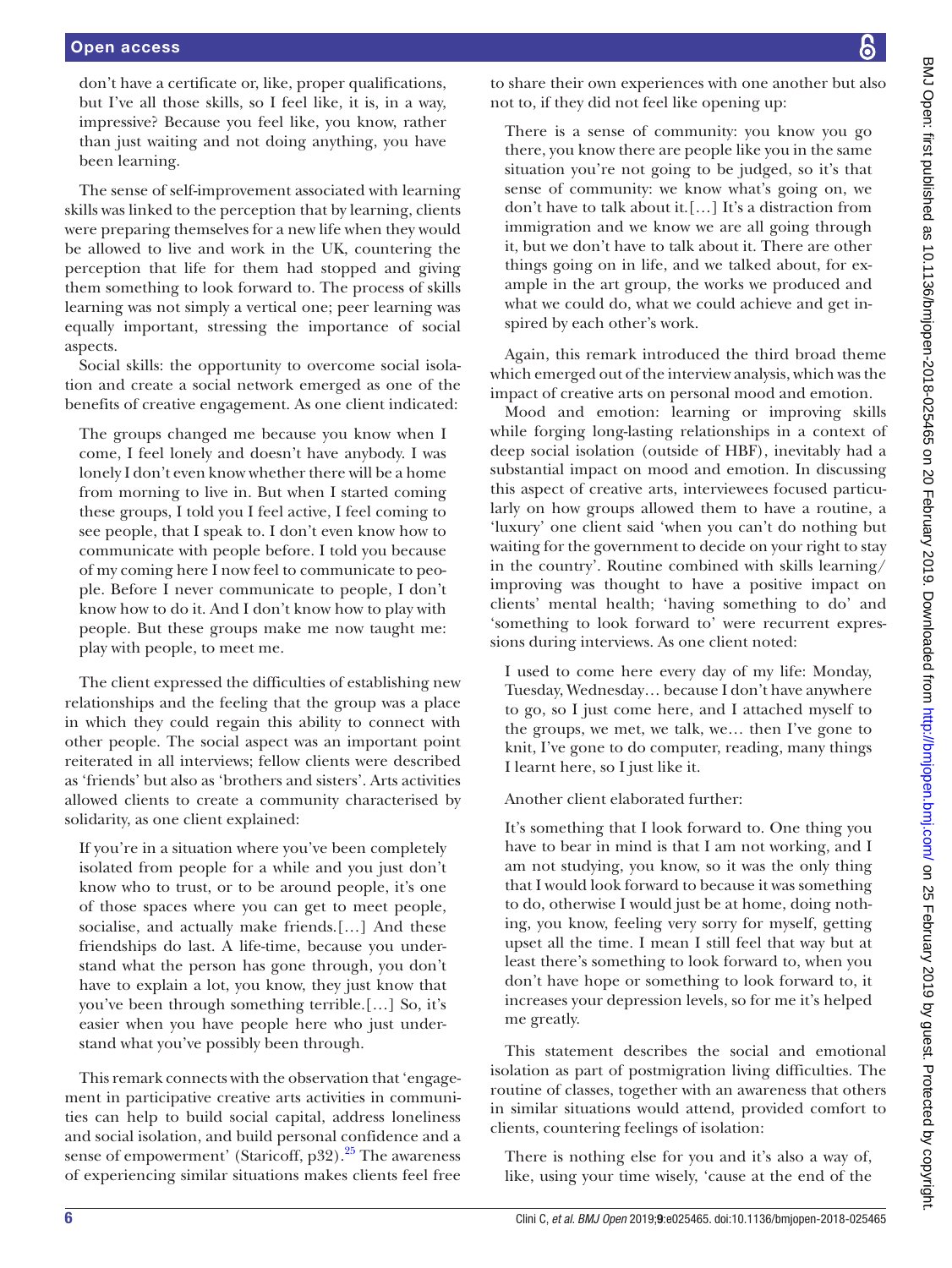don't have a certificate or, like, proper qualifications, but I've all those skills, so I feel like, it is, in a way, impressive? Because you feel like, you know, rather than just waiting and not doing anything, you have been learning.

The sense of self-improvement associated with learning skills was linked to the perception that by learning, clients were preparing themselves for a new life when they would be allowed to live and work in the UK, countering the perception that life for them had stopped and giving them something to look forward to. The process of skills learning was not simply a vertical one; peer learning was equally important, stressing the importance of social aspects.

Social skills: the opportunity to overcome social isolation and create a social network emerged as one of the benefits of creative engagement. As one client indicated:

> The groups changed me because you know when I come, I feel lonely and doesn't have anybody. I was lonely I don't even know whether there will be a home from morning to live in. But when I started coming these groups, I told you I feel active, I feel coming to see people, that I speak to. I don't even know how to communicate with people before. I told you because of my coming here I now feel to communicate to people. Before I never communicate to people, I don't know how to do it. And I don't know how to play with people. But these groups make me now taught me: play with people, to meet me.

The client expressed the difficulties of establishing new relationships and the feeling that the group was a place in which they could regain this ability to connect with other people. The social aspect was an important point reiterated in all interviews; fellow clients were described as 'friends' but also as 'brothers and sisters'. Arts activities allowed clients to create a community characterised by solidarity, as one client explained:

> If you're in a situation where you've been completely isolated from people for a while and you just don't know who to trust, or to be around people, it's one of those spaces where you can get to meet people, socialise, and actually make friends.[…] And these friendships do last. A life-time, because you understand what the person has gone through, you don't have to explain a lot, you know, they just know that you've been through something terrible.[…] So, it's easier when you have people here who just understand what you've possibly been through.

This remark connects with the observation that 'engagement in participative creative arts activities in communities can help to build social capital, address loneliness and social isolation, and build personal confidence and a sense of empowerment' (Staricoff, p32).[25] The awareness of experiencing similar situations makes clients feel free to share their own experiences with one another but also not to, if they did not feel like opening up:

> There is a sense of community: you know you go there, you know there are people like you in the same situation you're not going to be judged, so it's that sense of community: we know what's going on, we don't have to talk about it.[…] It's a distraction from immigration and we know we are all going through it, but we don't have to talk about it. There are other things going on in life, and we talked about, for example in the art group, the works we produced and what we could do, what we could achieve and get inspired by each other's work.

Again, this remark introduced the third broad theme which emerged out of the interview analysis, which was the impact of creative arts on personal mood and emotion.

Mood and emotion: learning or improving skills while forging long-lasting relationships in a context of deep social isolation (outside of HBF), inevitably had a substantial impact on mood and emotion. In discussing this aspect of creative arts, interviewees focused particularly on how groups allowed them to have a routine, a 'luxury' one client said 'when you can't do nothing but waiting for the government to decide on your right to stay in the country'. Routine combined with skills learning/improving was thought to have a positive impact on clients' mental health; 'having something to do' and 'something to look forward to' were recurrent expressions during interviews. As one client noted:

> I used to come here every day of my life: Monday, Tuesday, Wednesday… because I don't have anywhere to go, so I just come here, and I attached myself to the groups, we met, we talk, we… then I've gone to knit, I've gone to do computer, reading, many things I learnt here, so I just like it.

Another client elaborated further:

> It's something that I look forward to. One thing you have to bear in mind is that I am not working, and I am not studying, you know, so it was the only thing that I would look forward to because it was something to do, otherwise I would just be at home, doing nothing, you know, feeling very sorry for myself, getting upset all the time. I mean I still feel that way but at least there's something to look forward to, when you don't have hope or something to look forward to, it increases your depression levels, so for me it's helped me greatly.

This statement describes the social and emotional isolation as part of postmigration living difficulties. The routine of classes, together with an awareness that others in similar situations would attend, provided comfort to clients, countering feelings of isolation:

> There is nothing else for you and it's also a way of, like, using your time wisely, 'cause at the end of the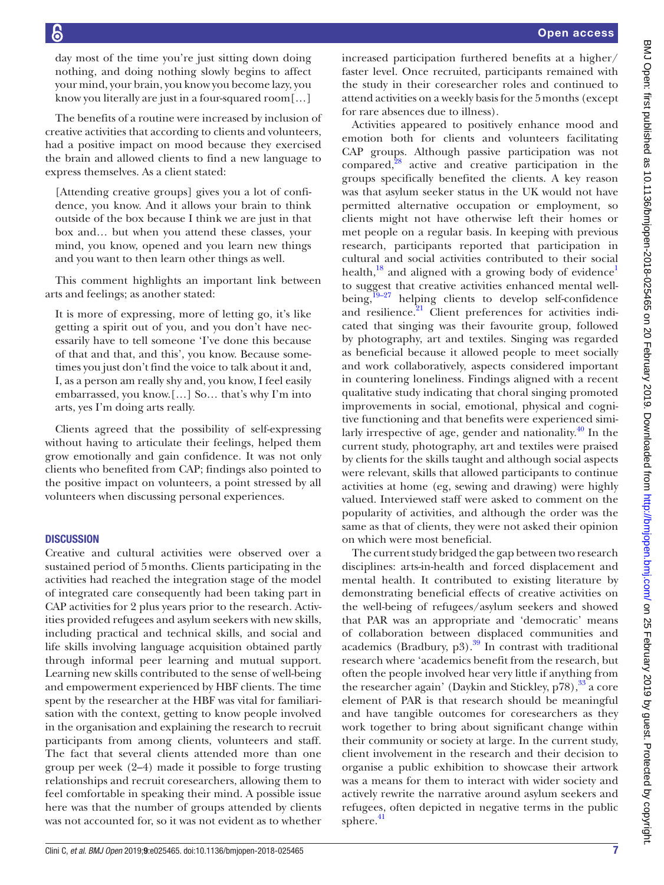day most of the time you're just sitting down doing nothing, and doing nothing slowly begins to affect your mind, your brain, you know you become lazy, you know you literally are just in a four-squared room[…]

The benefits of a routine were increased by inclusion of creative activities that according to clients and volunteers, had a positive impact on mood because they exercised the brain and allowed clients to find a new language to express themselves. As a client stated:

> [Attending creative groups] gives you a lot of confidence, you know. And it allows your brain to think outside of the box because I think we are just in that box and… but when you attend these classes, your mind, you know, opened and you learn new things and you want to then learn other things as well.

This comment highlights an important link between arts and feelings; as another stated:

> It is more of expressing, more of letting go, it's like getting a spirit out of you, and you don't have necessarily have to tell someone 'I've done this because of that and that, and this', you know. Because sometimes you just don't find the voice to talk about it and, I, as a person am really shy and, you know, I feel easily embarrassed, you know.[…] So… that's why I'm into arts, yes I'm doing arts really.

Clients agreed that the possibility of self-expressing without having to articulate their feelings, helped them grow emotionally and gain confidence. It was not only clients who benefited from CAP; findings also pointed to the positive impact on volunteers, a point stressed by all volunteers when discussing personal experiences.

## DISCUSSION

Creative and cultural activities were observed over a sustained period of 5 months. Clients participating in the activities had reached the integration stage of the model of integrated care consequently had been taking part in CAP activities for 2 plus years prior to the research. Activities provided refugees and asylum seekers with new skills, including practical and technical skills, and social and life skills involving language acquisition obtained partly through informal peer learning and mutual support. Learning new skills contributed to the sense of well-being and empowerment experienced by HBF clients. The time spent by the researcher at the HBF was vital for familiarisation with the context, getting to know people involved in the organisation and explaining the research to recruit participants from among clients, volunteers and staff. The fact that several clients attended more than one group per week (2–4) made it possible to forge trusting relationships and recruit coresearchers, allowing them to feel comfortable in speaking their mind. A possible issue here was that the number of groups attended by clients was not accounted for, so it was not evident as to whether increased participation furthered benefits at a higher/faster level. Once recruited, participants remained with the study in their coresearcher roles and continued to attend activities on a weekly basis for the 5 months (except for rare absences due to illness).

Activities appeared to positively enhance mood and emotion both for clients and volunteers facilitating CAP groups. Although passive participation was not compared,[28] active and creative participation in the groups specifically benefited the clients. A key reason was that asylum seeker status in the UK would not have permitted alternative occupation or employment, so clients might not have otherwise left their homes or met people on a regular basis. In keeping with previous research, participants reported that participation in cultural and social activities contributed to their social health,[18] and aligned with a growing body of evidence[1] to suggest that creative activities enhanced mental well-being,[19–27] helping clients to develop self-confidence and resilience.[21] Client preferences for activities indicated that singing was their favourite group, followed by photography, art and textiles. Singing was regarded as beneficial because it allowed people to meet socially and work collaboratively, aspects considered important in countering loneliness. Findings aligned with a recent qualitative study indicating that choral singing promoted improvements in social, emotional, physical and cognitive functioning and that benefits were experienced similarly irrespective of age, gender and nationality.[40] In the current study, photography, art and textiles were praised by clients for the skills taught and although social aspects were relevant, skills that allowed participants to continue activities at home (eg, sewing and drawing) were highly valued. Interviewed staff were asked to comment on the popularity of activities, and although the order was the same as that of clients, they were not asked their opinion on which were most beneficial.

The current study bridged the gap between two research disciplines: arts-in-health and forced displacement and mental health. It contributed to existing literature by demonstrating beneficial effects of creative activities on the well-being of refugees/asylum seekers and showed that PAR was an appropriate and 'democratic' means of collaboration between displaced communities and academics (Bradbury, p3).[39] In contrast with traditional research where 'academics benefit from the research, but often the people involved hear very little if anything from the researcher again' (Daykin and Stickley, p78),[33] a core element of PAR is that research should be meaningful and have tangible outcomes for coresearchers as they work together to bring about significant change within their community or society at large. In the current study, client involvement in the research and their decision to organise a public exhibition to showcase their artwork was a means for them to interact with wider society and actively rewrite the narrative around asylum seekers and refugees, often depicted in negative terms in the public sphere.[41]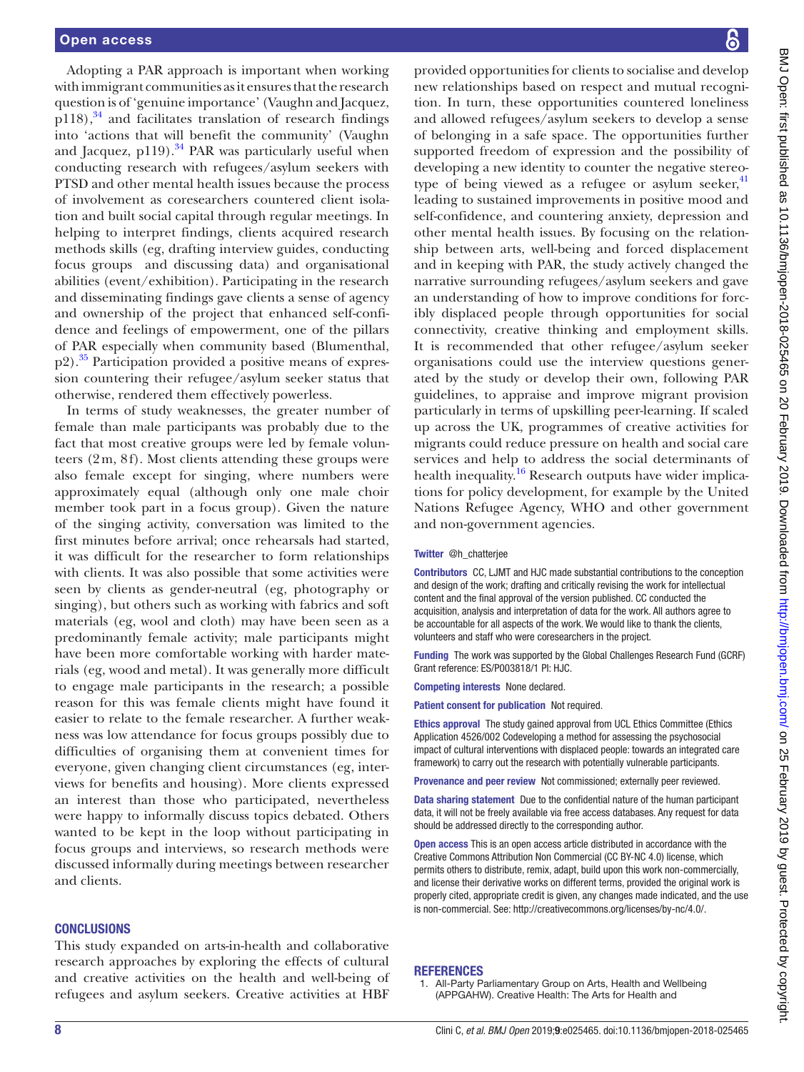Adopting a PAR approach is important when working with immigrant communities as it ensures that the research question is of 'genuine importance' (Vaughn and Jacquez, p118),[34] and facilitates translation of research findings into 'actions that will benefit the community' (Vaughn and Jacquez, p119).[34] PAR was particularly useful when conducting research with refugees/asylum seekers with PTSD and other mental health issues because the process of involvement as coresearchers countered client isolation and built social capital through regular meetings. In helping to interpret findings, clients acquired research methods skills (eg, drafting interview guides, conducting focus groups and discussing data) and organisational abilities (event/exhibition). Participating in the research and disseminating findings gave clients a sense of agency and ownership of the project that enhanced self-confidence and feelings of empowerment, one of the pillars of PAR especially when community based (Blumenthal, p2).[35] Participation provided a positive means of expression countering their refugee/asylum seeker status that otherwise, rendered them effectively powerless.

In terms of study weaknesses, the greater number of female than male participants was probably due to the fact that most creative groups were led by female volunteers (2m, 8f). Most clients attending these groups were also female except for singing, where numbers were approximately equal (although only one male choir member took part in a focus group). Given the nature of the singing activity, conversation was limited to the first minutes before arrival; once rehearsals had started, it was difficult for the researcher to form relationships with clients. It was also possible that some activities were seen by clients as gender-neutral (eg, photography or singing), but others such as working with fabrics and soft materials (eg, wool and cloth) may have been seen as a predominantly female activity; male participants might have been more comfortable working with harder materials (eg, wood and metal). It was generally more difficult to engage male participants in the research; a possible reason for this was female clients might have found it easier to relate to the female researcher. A further weakness was low attendance for focus groups possibly due to difficulties of organising them at convenient times for everyone, given changing client circumstances (eg, interviews for benefits and housing). More clients expressed an interest than those who participated, nevertheless were happy to informally discuss topics debated. Others wanted to be kept in the loop without participating in focus groups and interviews, so research methods were discussed informally during meetings between researcher and clients.

## CONCLUSIONS

This study expanded on arts-in-health and collaborative research approaches by exploring the effects of cultural and creative activities on the health and well-being of refugees and asylum seekers. Creative activities at HBF provided opportunities for clients to socialise and develop new relationships based on respect and mutual recognition. In turn, these opportunities countered loneliness and allowed refugees/asylum seekers to develop a sense of belonging in a safe space. The opportunities further supported freedom of expression and the possibility of developing a new identity to counter the negative stereotype of being viewed as a refugee or asylum seeker,[41] leading to sustained improvements in positive mood and self-confidence, and countering anxiety, depression and other mental health issues. By focusing on the relationship between arts, well-being and forced displacement and in keeping with PAR, the study actively changed the narrative surrounding refugees/asylum seekers and gave an understanding of how to improve conditions for forcibly displaced people through opportunities for social connectivity, creative thinking and employment skills. It is recommended that other refugee/asylum seeker organisations could use the interview questions generated by the study or develop their own, following PAR guidelines, to appraise and improve migrant provision particularly in terms of upskilling peer-learning. If scaled up across the UK, programmes of creative activities for migrants could reduce pressure on health and social care services and help to address the social determinants of health inequality.[16] Research outputs have wider implications for policy development, for example by the United Nations Refugee Agency, WHO and other government and non-government agencies.

**Twitter** @h_chatterjee

**Contributors** CC, LJMT and HJC made substantial contributions to the conception and design of the work; drafting and critically revising the work for intellectual content and the final approval of the version published. CC conducted the acquisition, analysis and interpretation of data for the work. All authors agree to be accountable for all aspects of the work. We would like to thank the clients, volunteers and staff who were coresearchers in the project.

**Funding** The work was supported by the Global Challenges Research Fund (GCRF) Grant reference: ES/P003818/1 PI: HJC.

**Competing interests** None declared.

**Patient consent for publication** Not required.

**Ethics approval** The study gained approval from UCL Ethics Committee (Ethics Application 4526/002 Codeveloping a method for assessing the psychosocial impact of cultural interventions with displaced people: towards an integrated care framework) to carry out the research with potentially vulnerable participants.

**Provenance and peer review** Not commissioned; externally peer reviewed.

**Data sharing statement** Due to the confidential nature of the human participant data, it will not be freely available via free access databases. Any request for data should be addressed directly to the corresponding author.

**Open access** This is an open access article distributed in accordance with the Creative Commons Attribution Non Commercial (CC BY-NC 4.0) license, which permits others to distribute, remix, adapt, build upon this work non-commercially, and license their derivative works on different terms, provided the original work is properly cited, appropriate credit is given, any changes made indicated, and the use is non-commercial. See: http://creativecommons.org/licenses/by-nc/4.0/.

## REFERENCES

1. All-Party Parliamentary Group on Arts, Health and Wellbeing (APPGAHW). Creative Health: The Arts for Health and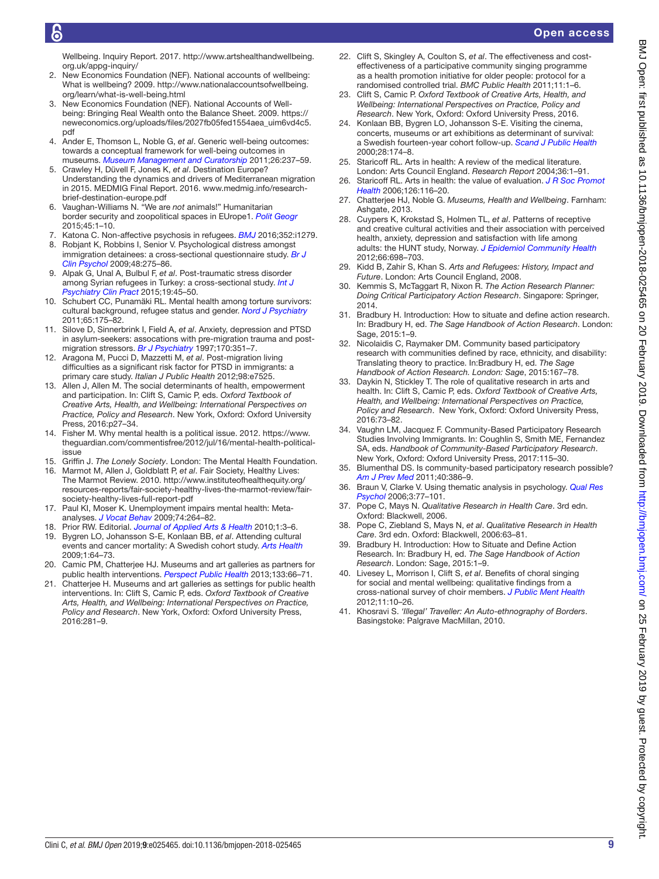Wellbeing. Inquiry Report. 2017. http://www.artshealthandwellbeing.org.uk/appg-inquiry/

2. New Economics Foundation (NEF). National accounts of wellbeing: What is wellbeing? 2009. http://www.nationalaccountsofwellbeing.org/learn/what-is-well-being.html
3. New Economics Foundation (NEF). National Accounts of Well-being: Bringing Real Wealth onto the Balance Sheet. 2009. https://neweconomics.org/uploads/files/2027fb05fed1554aea_uim6vd4c5.pdf
4. Ander E, Thomson L, Noble G, *et al*. Generic well-being outcomes: towards a conceptual framework for well-being outcomes in museums. *Museum Management and Curatorship* 2011;26:237–59.
5. Crawley H, Düvell F, Jones K, *et al*. Destination Europe? Understanding the dynamics and drivers of Mediterranean migration in 2015. MEDMIG Final Report. 2016. www.medmig.info/research-brief-destination-europe.pdf
6. Vaughan-Williams N. "We are *not* animals!" Humanitarian border security and zoopolitical spaces in EUrope1. *Polit Geogr* 2015;45:1–10.
7. Katona C. Non-affective psychosis in refugees. *BMJ* 2016;352:i1279.
8. Robjant K, Robbins I, Senior V. Psychological distress amongst immigration detainees: a cross-sectional questionnaire study. *Br J Clin Psychol* 2009;48:275–86.
9. Alpak G, Unal A, Bulbul F, *et al*. Post-traumatic stress disorder among Syrian refugees in Turkey: a cross-sectional study. *Int J Psychiatry Clin Pract* 2015;19:45–50.
10. Schubert CC, Punamäki RL. Mental health among torture survivors: cultural background, refugee status and gender. *Nord J Psychiatry* 2011;65:175–82.
11. Silove D, Sinnerbrink I, Field A, *et al*. Anxiety, depression and PTSD in asylum-seekers: associations with pre-migration trauma and post-migration stressors. *Br J Psychiatry* 1997;170:351–7.
12. Aragona M, Pucci D, Mazzetti M, *et al*. Post-migration living difficulties as a significant risk factor for PTSD in immigrants: a primary care study. *Italian J Public Health* 2012;98:e7525.
13. Allen J, Allen M. The social determinants of health, empowerment and participation. In: Clift S, Camic P, eds. *Oxford Textbook of Creative Arts, Health, and Wellbeing: International Perspectives on Practice, Policy and Research*. New York, Oxford: Oxford University Press, 2016:p27–34.
14. Fisher M. Why mental health is a political issue. 2012. https://www.theguardian.com/commentisfree/2012/jul/16/mental-health-political-issue
15. Griffin J. *The Lonely Society*. London: The Mental Health Foundation.
16. Marmot M, Allen J, Goldblatt P, *et al*. Fair Society, Healthy Lives: The Marmot Review. 2010. http://www.instituteofhealthequity.org/resources-reports/fair-society-healthy-lives-the-marmot-review/fair-society-healthy-lives-full-report-pdf
17. Paul KI, Moser K. Unemployment impairs mental health: Meta-analyses. *J Vocat Behav* 2009;74:264–82.
18. Prior RW. Editorial. *Journal of Applied Arts & Health* 2010;1:3–6.
19. Bygren LO, Johansson S-E, Konlaan BB, *et al*. Attending cultural events and cancer mortality: A Swedish cohort study. *Arts Health* 2009;1:64–73.
20. Camic PM, Chatterjee HJ. Museums and art galleries as partners for public health interventions. *Perspect Public Health* 2013;133:66–71.
21. Chatterjee H. Museums and art galleries as settings for public health interventions. In: Clift S, Camic P, eds. *Oxford Textbook of Creative Arts, Health, and Wellbeing: International Perspectives on Practice, Policy and Research*. New York, Oxford: Oxford University Press, 2016:281–9.
22. Clift S, Skingley A, Coulton S, *et al*. The effectiveness and cost-effectiveness of a participative community singing programme as a health promotion initiative for older people: protocol for a randomised controlled trial. *BMC Public Health* 2011;11:1–6.
23. Clift S, Camic P. *Oxford Textbook of Creative Arts, Health, and Wellbeing: International Perspectives on Practice, Policy and Research*. New York, Oxford: Oxford University Press, 2016.
24. Konlaan BB, Bygren LO, Johansson S-E. Visiting the cinema, concerts, museums or art exhibitions as determinant of survival: a Swedish fourteen-year cohort follow-up. *Scand J Public Health* 2000;28:174–8.
25. Staricoff RL. Arts in health: A review of the medical literature. London: Arts Council England. *Research Report* 2004;36:1–91.
26. Staricoff RL. Arts in health: the value of evaluation. *J R Soc Promot Health* 2006;126:116–20.
27. Chatterjee HJ, Noble G. *Museums, Health and Wellbeing*. Farnham: Ashgate, 2013.
28. Cuypers K, Krokstad S, Holmen TL, *et al*. Patterns of receptive and creative cultural activities and their association with perceived health, anxiety, depression and satisfaction with life among adults: the HUNT study, Norway. *J Epidemiol Community Health* 2012;66:698–703.
29. Kidd B, Zahir S, Khan S. *Arts and Refugees: History, Impact and Future*. London: Arts Council England, 2008.
30. Kemmis S, McTaggart R, Nixon R. *The Action Research Planner: Doing Critical Participatory Action Research*. Singapore: Springer, 2014.
31. Bradbury H. Introduction: How to situate and define action research. In: Bradbury H, ed. *The Sage Handbook of Action Research*. London: Sage, 2015:1–9.
32. Nicolaidis C, Raymaker DM. Community based participatory research with communities defined by race, ethnicity, and disability: Translating theory to practice. In:Bradbury H, ed. *The Sage Handbook of Action Research. London: Sage*, 2015:167–78.
33. Daykin N, Stickley T. The role of qualitative research in arts and health. In: Clift S, Camic P, eds. *Oxford Textbook of Creative Arts, Health, and Wellbeing: International Perspectives on Practice, Policy and Research*. New York, Oxford: Oxford University Press, 2016:73–82.
34. Vaughn LM, Jacquez F. Community-Based Participatory Research Studies Involving Immigrants. In: Coughlin S, Smith ME, Fernandez SA, eds. *Handbook of Community-Based Participatory Research*. New York, Oxford: Oxford University Press, 2017:115–30.
35. Blumenthal DS. Is community-based participatory research possible? *Am J Prev Med* 2011;40:386–9.
36. Braun V, Clarke V. Using thematic analysis in psychology. *Qual Res Psychol* 2006;3:77–101.
37. Pope C, Mays N. *Qualitative Research in Health Care*. 3rd edn. Oxford: Blackwell, 2006.
38. Pope C, Ziebland S, Mays N, *et al*. *Qualitative Research in Health Care*. 3rd edn. Oxford: Blackwell, 2006:63–81.
39. Bradbury H. Introduction: How to Situate and Define Action Research. In: Bradbury H, ed. *The Sage Handbook of Action Research*. London: Sage, 2015:1–9.
40. Livesey L, Morrison I, Clift S, *et al*. Benefits of choral singing for social and mental wellbeing: qualitative findings from a cross-national survey of choir members. *J Public Ment Health* 2012;11:10–26.
41. Khosravi S. *'Illegal' Traveller: An Auto-ethnography of Borders*. Basingstoke: Palgrave MacMillan, 2010.